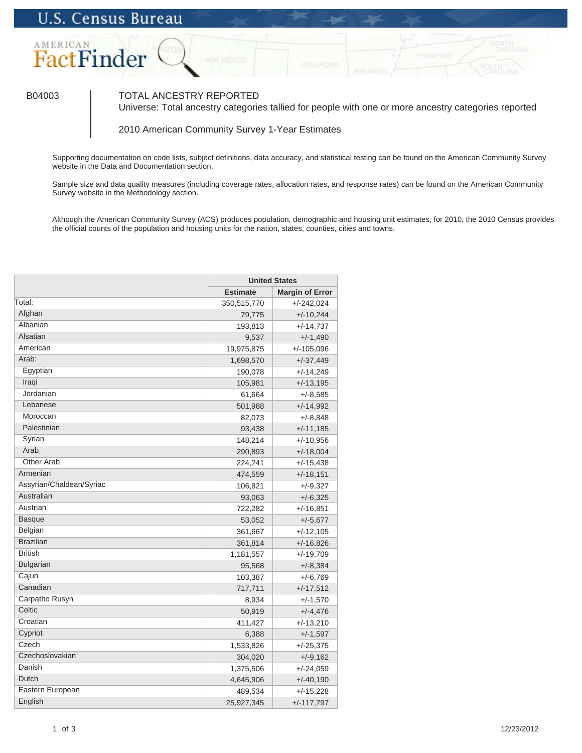U.S. Census Bureau

AMERICAN FactFinder

B04003

# TOTAL ANCESTRY REPORTED

Universe: Total ancestry categories tallied for people with one or more ancestry categories reported

2010 American Community Survey 1-Year Estimates

Supporting documentation on code lists, subject definitions, data accuracy, and statistical testing can be found on the American Community Survey website in the Data and Documentation section.

Sample size and data quality measures (including coverage rates, allocation rates, and response rates) can be found on the American Community Survey website in the Methodology section.

Although the American Community Survey (ACS) produces population, demographic and housing unit estimates, for 2010, the 2010 Census provides the official counts of the population and housing units for the nation, states, counties, cities and towns.

| | United States | |
|---|---|---|
| | Estimate | Margin of Error |
| Total: | 350,515,770 | +/-242,024 |
| Afghan | 79,775 | +/-10,244 |
| Albanian | 193,813 | +/-14,737 |
| Alsatian | 9,537 | +/-1,490 |
| American | 19,975,875 | +/-105,096 |
| Arab: | 1,698,570 | +/-37,449 |
| Egyptian | 190,078 | +/-14,249 |
| Iraqi | 105,981 | +/-13,195 |
| Jordanian | 61,664 | +/-8,585 |
| Lebanese | 501,988 | +/-14,992 |
| Moroccan | 82,073 | +/-8,848 |
| Palestinian | 93,438 | +/-11,185 |
| Syrian | 148,214 | +/-10,956 |
| Arab | 290,893 | +/-18,004 |
| Other Arab | 224,241 | +/-15,438 |
| Armenian | 474,559 | +/-18,151 |
| Assyrian/Chaldean/Syriac | 106,821 | +/-9,327 |
| Australian | 93,063 | +/-6,325 |
| Austrian | 722,282 | +/-16,851 |
| Basque | 53,052 | +/-5,677 |
| Belgian | 361,667 | +/-12,105 |
| Brazilian | 361,814 | +/-16,826 |
| British | 1,181,557 | +/-19,709 |
| Bulgarian | 95,568 | +/-8,384 |
| Cajun | 103,387 | +/-6,769 |
| Canadian | 717,711 | +/-17,512 |
| Carpatho Rusyn | 8,934 | +/-1,570 |
| Celtic | 50,919 | +/-4,476 |
| Croatian | 411,427 | +/-13,210 |
| Cypriot | 6,388 | +/-1,597 |
| Czech | 1,533,826 | +/-25,375 |
| Czechoslovakian | 304,020 | +/-9,162 |
| Danish | 1,375,506 | +/-24,059 |
| Dutch | 4,645,906 | +/-40,190 |
| Eastern European | 489,534 | +/-15,228 |
| English | 25,927,345 | +/-117,797 |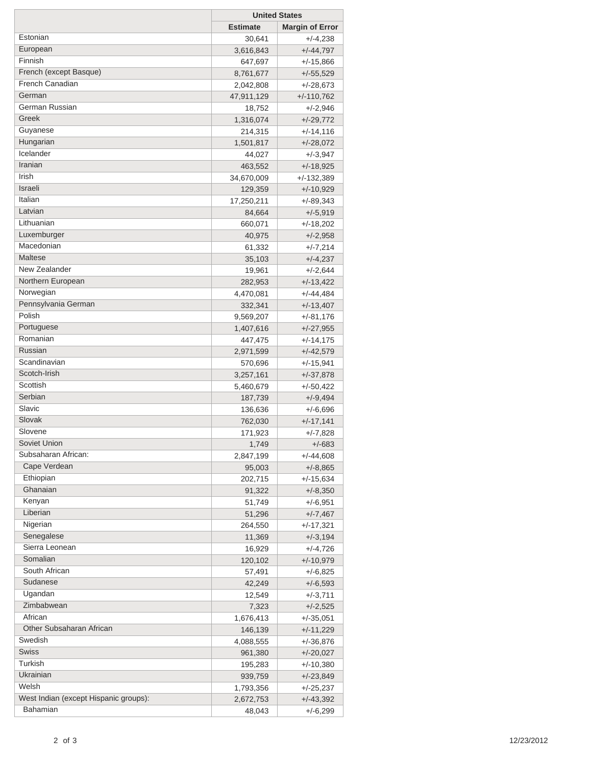| | United States | |
|---|---|---|
| | Estimate | Margin of Error |
| Estonian | 30,641 | +/-4,238 |
| European | 3,616,843 | +/-44,797 |
| Finnish | 647,697 | +/-15,866 |
| French (except Basque) | 8,761,677 | +/-55,529 |
| French Canadian | 2,042,808 | +/-28,673 |
| German | 47,911,129 | +/-110,762 |
| German Russian | 18,752 | +/-2,946 |
| Greek | 1,316,074 | +/-29,772 |
| Guyanese | 214,315 | +/-14,116 |
| Hungarian | 1,501,817 | +/-28,072 |
| Icelander | 44,027 | +/-3,947 |
| Iranian | 463,552 | +/-18,925 |
| Irish | 34,670,009 | +/-132,389 |
| Israeli | 129,359 | +/-10,929 |
| Italian | 17,250,211 | +/-89,343 |
| Latvian | 84,664 | +/-5,919 |
| Lithuanian | 660,071 | +/-18,202 |
| Luxemburger | 40,975 | +/-2,958 |
| Macedonian | 61,332 | +/-7,214 |
| Maltese | 35,103 | +/-4,237 |
| New Zealander | 19,961 | +/-2,644 |
| Northern European | 282,953 | +/-13,422 |
| Norwegian | 4,470,081 | +/-44,484 |
| Pennsylvania German | 332,341 | +/-13,407 |
| Polish | 9,569,207 | +/-81,176 |
| Portuguese | 1,407,616 | +/-27,955 |
| Romanian | 447,475 | +/-14,175 |
| Russian | 2,971,599 | +/-42,579 |
| Scandinavian | 570,696 | +/-15,941 |
| Scotch-Irish | 3,257,161 | +/-37,878 |
| Scottish | 5,460,679 | +/-50,422 |
| Serbian | 187,739 | +/-9,494 |
| Slavic | 136,636 | +/-6,696 |
| Slovak | 762,030 | +/-17,141 |
| Slovene | 171,923 | +/-7,828 |
| Soviet Union | 1,749 | +/-683 |
| Subsaharan African: | 2,847,199 | +/-44,608 |
| Cape Verdean | 95,003 | +/-8,865 |
| Ethiopian | 202,715 | +/-15,634 |
| Ghanaian | 91,322 | +/-8,350 |
| Kenyan | 51,749 | +/-6,951 |
| Liberian | 51,296 | +/-7,467 |
| Nigerian | 264,550 | +/-17,321 |
| Senegalese | 11,369 | +/-3,194 |
| Sierra Leonean | 16,929 | +/-4,726 |
| Somalian | 120,102 | +/-10,979 |
| South African | 57,491 | +/-6,825 |
| Sudanese | 42,249 | +/-6,593 |
| Ugandan | 12,549 | +/-3,711 |
| Zimbabwean | 7,323 | +/-2,525 |
| African | 1,676,413 | +/-35,051 |
| Other Subsaharan African | 146,139 | +/-11,229 |
| Swedish | 4,088,555 | +/-36,876 |
| Swiss | 961,380 | +/-20,027 |
| Turkish | 195,283 | +/-10,380 |
| Ukrainian | 939,759 | +/-23,849 |
| Welsh | 1,793,356 | +/-25,237 |
| West Indian (except Hispanic groups): | 2,672,753 | +/-43,392 |
| Bahamian | 48,043 | +/-6,299 |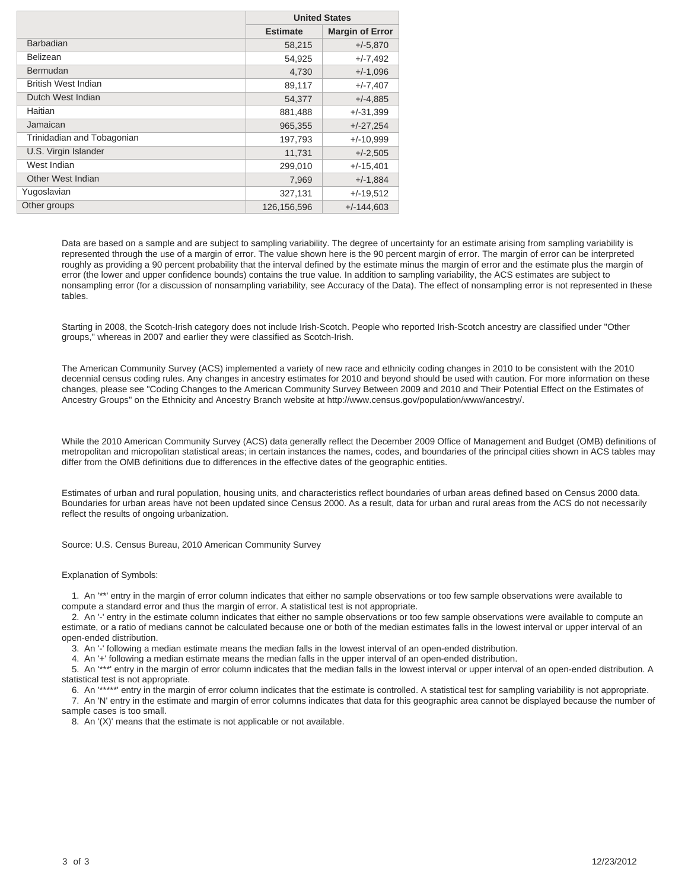| | United States | |
|---|---|---|
| | Estimate | Margin of Error |
| Barbadian | 58,215 | +/-5,870 |
| Belizean | 54,925 | +/-7,492 |
| Bermudan | 4,730 | +/-1,096 |
| British West Indian | 89,117 | +/-7,407 |
| Dutch West Indian | 54,377 | +/-4,885 |
| Haitian | 881,488 | +/-31,399 |
| Jamaican | 965,355 | +/-27,254 |
| Trinidadian and Tobagonian | 197,793 | +/-10,999 |
| U.S. Virgin Islander | 11,731 | +/-2,505 |
| West Indian | 299,010 | +/-15,401 |
| Other West Indian | 7,969 | +/-1,884 |
| Yugoslavian | 327,131 | +/-19,512 |
| Other groups | 126,156,596 | +/-144,603 |

Data are based on a sample and are subject to sampling variability. The degree of uncertainty for an estimate arising from sampling variability is represented through the use of a margin of error. The value shown here is the 90 percent margin of error. The margin of error can be interpreted roughly as providing a 90 percent probability that the interval defined by the estimate minus the margin of error and the estimate plus the margin of error (the lower and upper confidence bounds) contains the true value. In addition to sampling variability, the ACS estimates are subject to nonsampling error (for a discussion of nonsampling variability, see Accuracy of the Data). The effect of nonsampling error is not represented in these tables.

Starting in 2008, the Scotch-Irish category does not include Irish-Scotch. People who reported Irish-Scotch ancestry are classified under "Other groups," whereas in 2007 and earlier they were classified as Scotch-Irish.

The American Community Survey (ACS) implemented a variety of new race and ethnicity coding changes in 2010 to be consistent with the 2010 decennial census coding rules. Any changes in ancestry estimates for 2010 and beyond should be used with caution. For more information on these changes, please see "Coding Changes to the American Community Survey Between 2009 and 2010 and Their Potential Effect on the Estimates of Ancestry Groups" on the Ethnicity and Ancestry Branch website at http://www.census.gov/population/www/ancestry/.

While the 2010 American Community Survey (ACS) data generally reflect the December 2009 Office of Management and Budget (OMB) definitions of metropolitan and micropolitan statistical areas; in certain instances the names, codes, and boundaries of the principal cities shown in ACS tables may differ from the OMB definitions due to differences in the effective dates of the geographic entities.

Estimates of urban and rural population, housing units, and characteristics reflect boundaries of urban areas defined based on Census 2000 data. Boundaries for urban areas have not been updated since Census 2000. As a result, data for urban and rural areas from the ACS do not necessarily reflect the results of ongoing urbanization.

Source: U.S. Census Bureau, 2010 American Community Survey

Explanation of Symbols:

1. An '**' entry in the margin of error column indicates that either no sample observations or too few sample observations were available to compute a standard error and thus the margin of error. A statistical test is not appropriate.
2. An '-' entry in the estimate column indicates that either no sample observations or too few sample observations were available to compute an estimate, or a ratio of medians cannot be calculated because one or both of the median estimates falls in the lowest interval or upper interval of an open-ended distribution.
3. An '-' following a median estimate means the median falls in the lowest interval of an open-ended distribution.
4. An '+' following a median estimate means the median falls in the upper interval of an open-ended distribution.
5. An '***' entry in the margin of error column indicates that the median falls in the lowest interval or upper interval of an open-ended distribution. A statistical test is not appropriate.
6. An '*****' entry in the margin of error column indicates that the estimate is controlled. A statistical test for sampling variability is not appropriate.
7. An 'N' entry in the estimate and margin of error columns indicates that data for this geographic area cannot be displayed because the number of sample cases is too small.
8. An '(X)' means that the estimate is not applicable or not available.